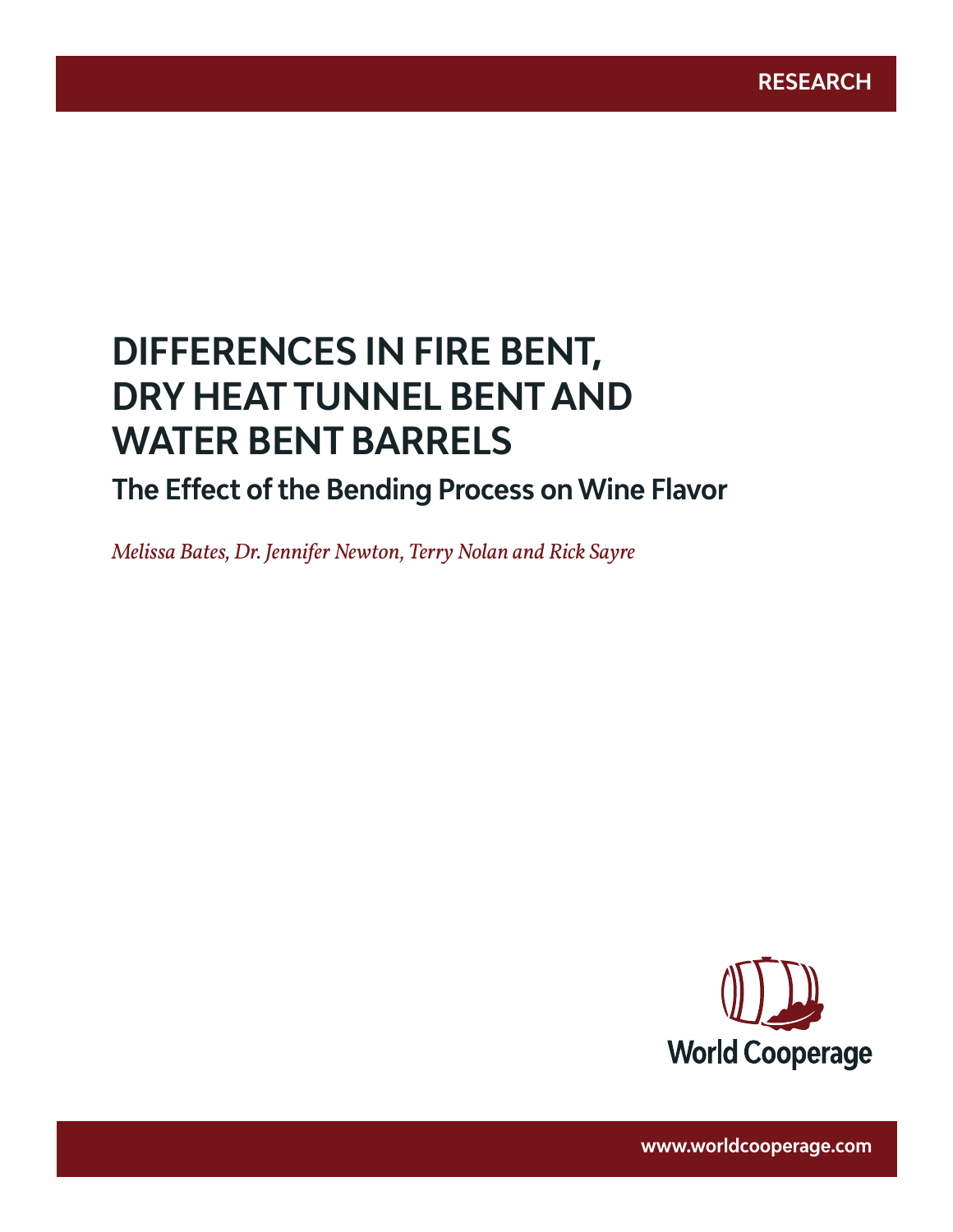RESEARCH

# DIFFERENCES IN FIRE BENT, DRY HEAT TUNNEL BENT AND WATER BENT BARRELS

## The Effect of the Bending Process on Wine Flavor

*Melissa Bates, Dr. Jennifer Newton, Terry Nolan and Rick Sayre*

World Cooperage

www.worldcooperage.com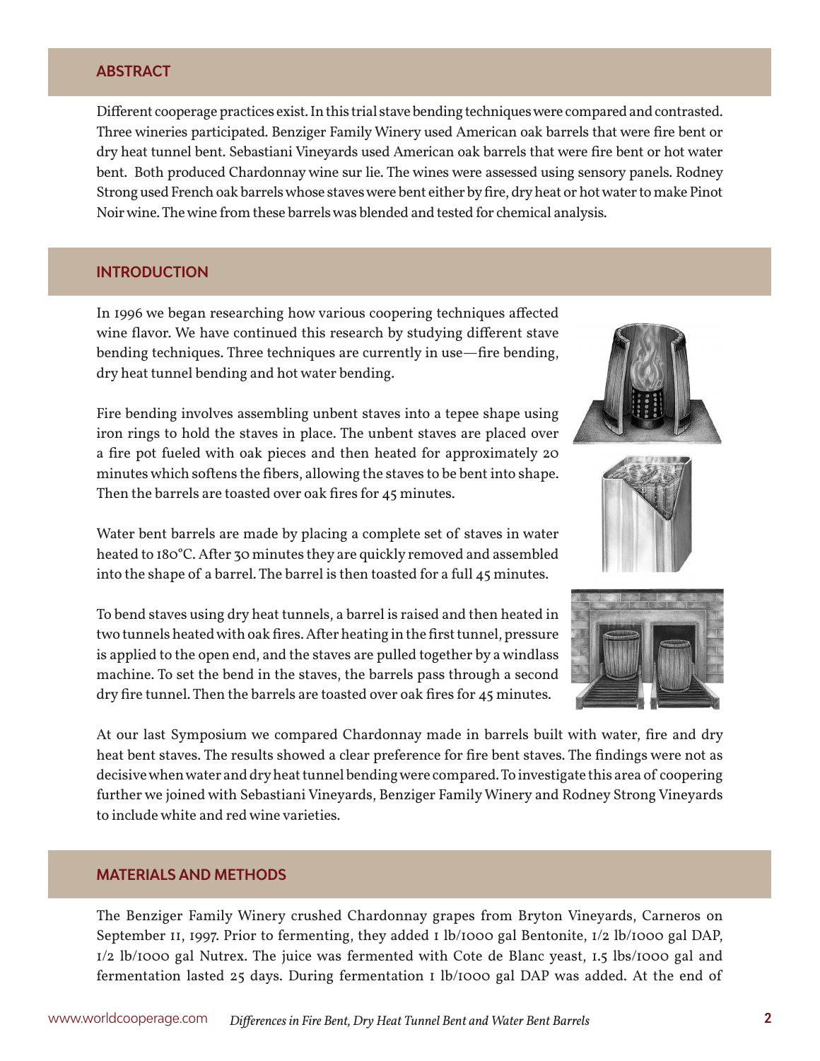## ABSTRACT

Different cooperage practices exist. In this trial stave bending techniques were compared and contrasted. Three wineries participated. Benziger Family Winery used American oak barrels that were fire bent or dry heat tunnel bent. Sebastiani Vineyards used American oak barrels that were fire bent or hot water bent. Both produced Chardonnay wine sur lie. The wines were assessed using sensory panels. Rodney Strong used French oak barrels whose staves were bent either by fire, dry heat or hot water to make Pinot Noir wine. The wine from these barrels was blended and tested for chemical analysis.

## INTRODUCTION

In 1996 we began researching how various coopering techniques affected wine flavor. We have continued this research by studying different stave bending techniques. Three techniques are currently in use—fire bending, dry heat tunnel bending and hot water bending.

Fire bending involves assembling unbent staves into a tepee shape using iron rings to hold the staves in place. The unbent staves are placed over a fire pot fueled with oak pieces and then heated for approximately 20 minutes which softens the fibers, allowing the staves to be bent into shape. Then the barrels are toasted over oak fires for 45 minutes.

Water bent barrels are made by placing a complete set of staves in water heated to 180°C. After 30 minutes they are quickly removed and assembled into the shape of a barrel. The barrel is then toasted for a full 45 minutes.

To bend staves using dry heat tunnels, a barrel is raised and then heated in two tunnels heated with oak fires. After heating in the first tunnel, pressure is applied to the open end, and the staves are pulled together by a windlass machine. To set the bend in the staves, the barrels pass through a second dry fire tunnel. Then the barrels are toasted over oak fires for 45 minutes.

At our last Symposium we compared Chardonnay made in barrels built with water, fire and dry heat bent staves. The results showed a clear preference for fire bent staves. The findings were not as decisive when water and dry heat tunnel bending were compared. To investigate this area of coopering further we joined with Sebastiani Vineyards, Benziger Family Winery and Rodney Strong Vineyards to include white and red wine varieties.

## MATERIALS AND METHODS

The Benziger Family Winery crushed Chardonnay grapes from Bryton Vineyards, Carneros on September 11, 1997. Prior to fermenting, they added 1 lb/1000 gal Bentonite, 1/2 lb/1000 gal DAP, 1/2 lb/1000 gal Nutrex. The juice was fermented with Cote de Blanc yeast, 1.5 lbs/1000 gal and fermentation lasted 25 days. During fermentation 1 lb/1000 gal DAP was added. At the end of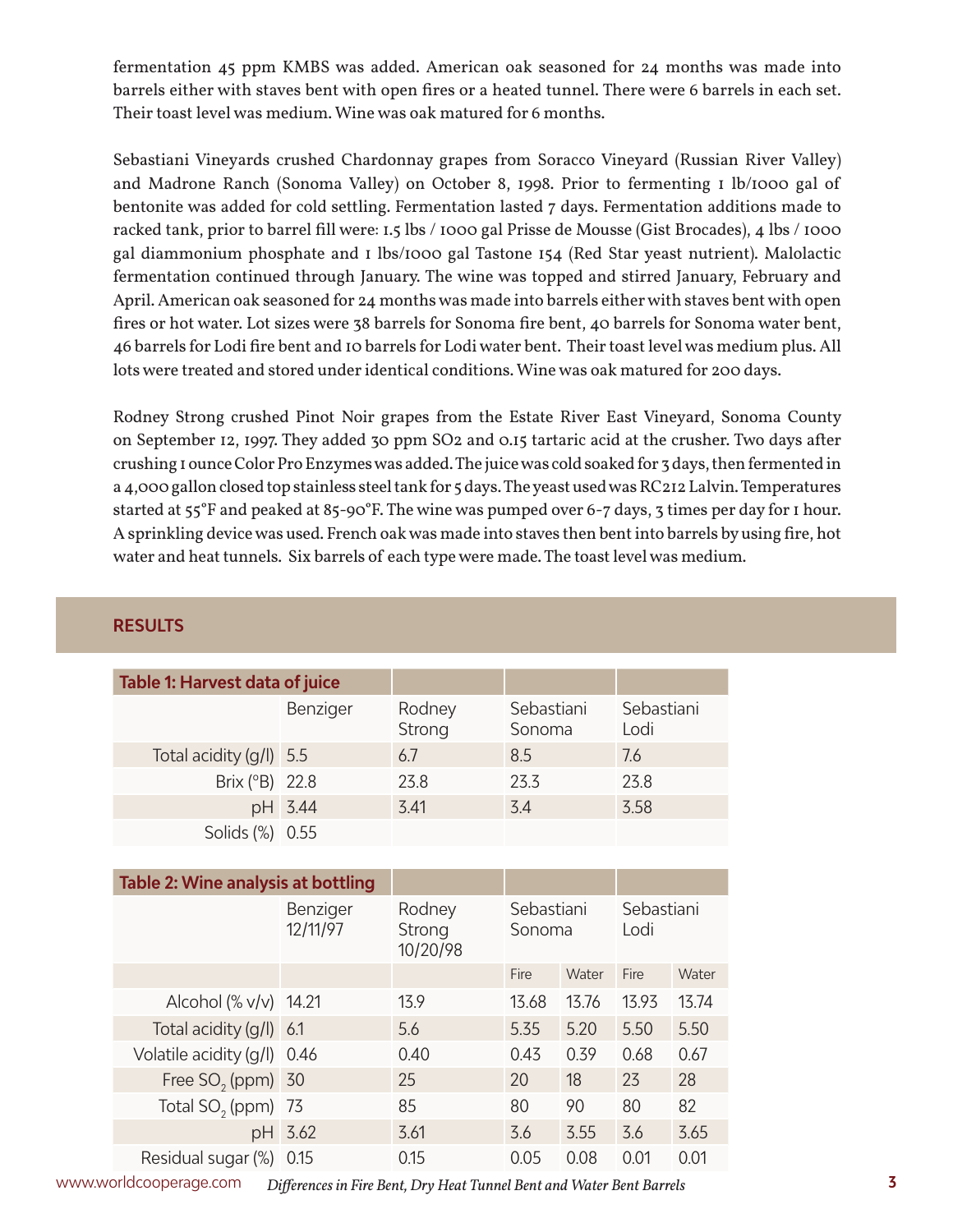fermentation 45 ppm KMBS was added. American oak seasoned for 24 months was made into barrels either with staves bent with open fires or a heated tunnel. There were 6 barrels in each set. Their toast level was medium. Wine was oak matured for 6 months.

Sebastiani Vineyards crushed Chardonnay grapes from Soracco Vineyard (Russian River Valley) and Madrone Ranch (Sonoma Valley) on October 8, 1998. Prior to fermenting 1 lb/1000 gal of bentonite was added for cold settling. Fermentation lasted 7 days. Fermentation additions made to racked tank, prior to barrel fill were: 1.5 lbs / 1000 gal Prisse de Mousse (Gist Brocades), 4 lbs / 1000 gal diammonium phosphate and 1 lbs/1000 gal Tastone 154 (Red Star yeast nutrient). Malolactic fermentation continued through January. The wine was topped and stirred January, February and April. American oak seasoned for 24 months was made into barrels either with staves bent with open fires or hot water. Lot sizes were 38 barrels for Sonoma fire bent, 40 barrels for Sonoma water bent, 46 barrels for Lodi fire bent and 10 barrels for Lodi water bent. Their toast level was medium plus. All lots were treated and stored under identical conditions. Wine was oak matured for 200 days.

Rodney Strong crushed Pinot Noir grapes from the Estate River East Vineyard, Sonoma County on September 12, 1997. They added 30 ppm $SO_2$ and 0.15 tartaric acid at the crusher. Two days after crushing 1 ounce Color Pro Enzymes was added. The juice was cold soaked for 3 days, then fermented in a 4,000 gallon closed top stainless steel tank for 5 days. The yeast used was RC212 Lalvin. Temperatures started at 55°F and peaked at 85-90°F. The wine was pumped over 6-7 days, 3 times per day for 1 hour. A sprinkling device was used. French oak was made into staves then bent into barrels by using fire, hot water and heat tunnels. Six barrels of each type were made. The toast level was medium.

## RESULTS

**Table 1: Harvest data of juice**

| | Benziger | Rodney Strong | Sebastiani Sonoma | Sebastiani Lodi |
|---|---|---|---|---|
| Total acidity (g/l) | 5.5 | 6.7 | 8.5 | 7.6 |
| Brix (°B) | 22.8 | 23.8 | 23.3 | 23.8 |
| pH | 3.44 | 3.41 | 3.4 | 3.58 |
| Solids (%) | 0.55 | | | |

**Table 2: Wine analysis at bottling**

| | Benziger 12/11/97 | Rodney Strong 10/20/98 | Sebastiani Sonoma | | Sebastiani Lodi | |
|---|---|---|---|---|---|---|
| | | | Fire | Water | Fire | Water |
| Alcohol (% v/v) | 14.21 | 13.9 | 13.68 | 13.76 | 13.93 | 13.74 |
| Total acidity (g/l) | 6.1 | 5.6 | 5.35 | 5.20 | 5.50 | 5.50 |
| Volatile acidity (g/l) | 0.46 | 0.40 | 0.43 | 0.39 | 0.68 | 0.67 |
| Free $SO_2$ (ppm) | 30 | 25 | 20 | 18 | 23 | 28 |
| Total $SO_2$ (ppm) | 73 | 85 | 80 | 90 | 80 | 82 |
| pH | 3.62 | 3.61 | 3.6 | 3.55 | 3.6 | 3.65 |
| Residual sugar (%) | 0.15 | 0.15 | 0.05 | 0.08 | 0.01 | 0.01 |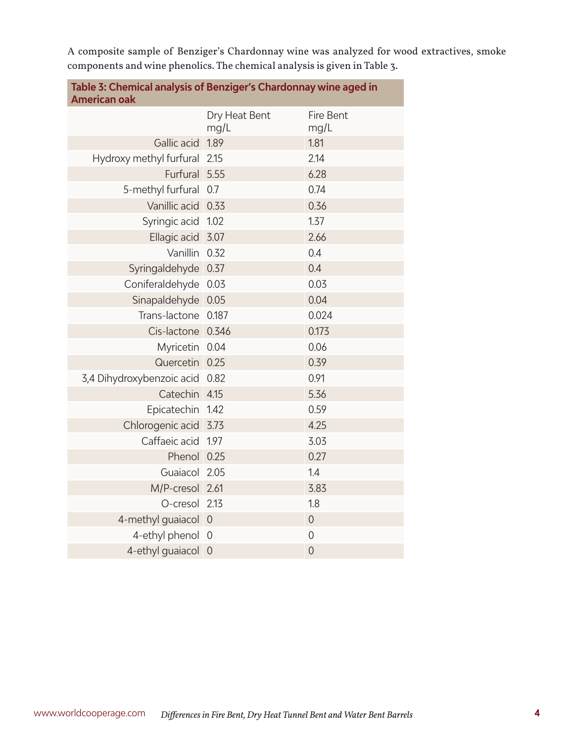A composite sample of Benziger's Chardonnay wine was analyzed for wood extractives, smoke components and wine phenolics. The chemical analysis is given in Table 3.

**Table 3: Chemical analysis of Benziger's Chardonnay wine aged in American oak**

| | Dry Heat Bent mg/L | Fire Bent mg/L |
|---|---|---|
| Gallic acid | 1.89 | 1.81 |
| Hydroxy methyl furfural | 2.15 | 2.14 |
| Furfural | 5.55 | 6.28 |
| 5-methyl furfural | 0.7 | 0.74 |
| Vanillic acid | 0.33 | 0.36 |
| Syringic acid | 1.02 | 1.37 |
| Ellagic acid | 3.07 | 2.66 |
| Vanillin | 0.32 | 0.4 |
| Syringaldehyde | 0.37 | 0.4 |
| Coniferaldehyde | 0.03 | 0.03 |
| Sinapaldehyde | 0.05 | 0.04 |
| Trans-lactone | 0.187 | 0.024 |
| Cis-lactone | 0.346 | 0.173 |
| Myricetin | 0.04 | 0.06 |
| Quercetin | 0.25 | 0.39 |
| 3,4 Dihydroxybenzoic acid | 0.82 | 0.91 |
| Catechin | 4.15 | 5.36 |
| Epicatechin | 1.42 | 0.59 |
| Chlorogenic acid | 3.73 | 4.25 |
| Caffaeic acid | 1.97 | 3.03 |
| Phenol | 0.25 | 0.27 |
| Guaiacol | 2.05 | 1.4 |
| M/P-cresol | 2.61 | 3.83 |
| O-cresol | 2.13 | 1.8 |
| 4-methyl guaiacol | 0 | 0 |
| 4-ethyl phenol | 0 | 0 |
| 4-ethyl guaiacol | 0 | 0 |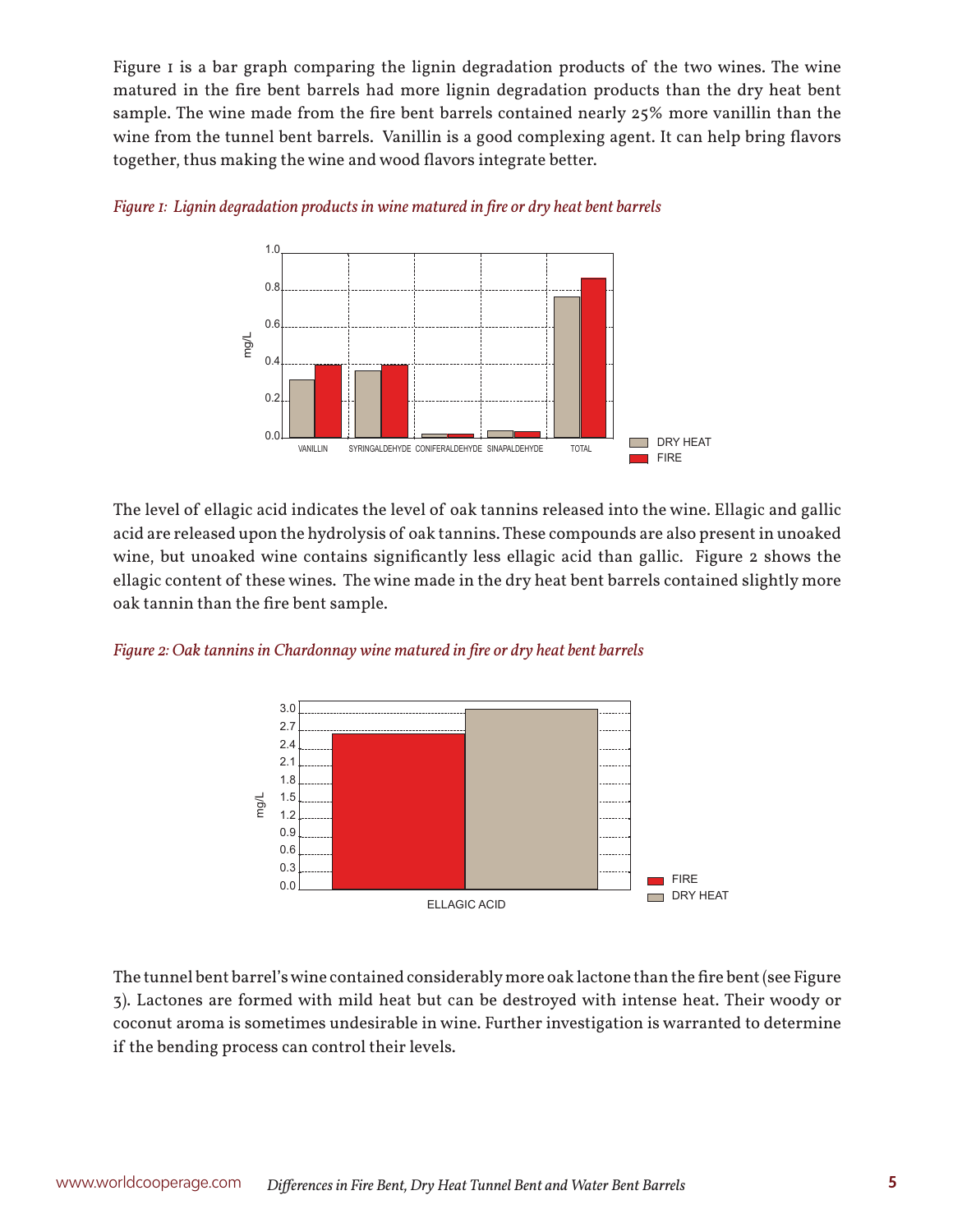Figure 1 is a bar graph comparing the lignin degradation products of the two wines. The wine matured in the fire bent barrels had more lignin degradation products than the dry heat bent sample. The wine made from the fire bent barrels contained nearly 25% more vanillin than the wine from the tunnel bent barrels. Vanillin is a good complexing agent. It can help bring flavors together, thus making the wine and wood flavors integrate better.

*Figure 1: Lignin degradation products in wine matured in fire or dry heat bent barrels*

mg/L

1.0
0.8
0.6
0.4
0.2
0.0

VANILLIN
SYRINGALDEHYDE
CONIFERALDEHYDE
SINAPALDEHYDE
TOTAL

DRY HEAT
FIRE

The level of ellagic acid indicates the level of oak tannins released into the wine. Ellagic and gallic acid are released upon the hydrolysis of oak tannins. These compounds are also present in unoaked wine, but unoaked wine contains significantly less ellagic acid than gallic. Figure 2 shows the ellagic content of these wines. The wine made in the dry heat bent barrels contained slightly more oak tannin than the fire bent sample.

*Figure 2: Oak tannins in Chardonnay wine matured in fire or dry heat bent barrels*

mg/L

3.0
2.7
2.4
2.1
1.8
1.5
1.2
0.9
0.6
0.3
0.0

ELLAGIC ACID

FIRE
DRY HEAT

The tunnel bent barrel's wine contained considerably more oak lactone than the fire bent (see Figure 3). Lactones are formed with mild heat but can be destroyed with intense heat. Their woody or coconut aroma is sometimes undesirable in wine. Further investigation is warranted to determine if the bending process can control their levels.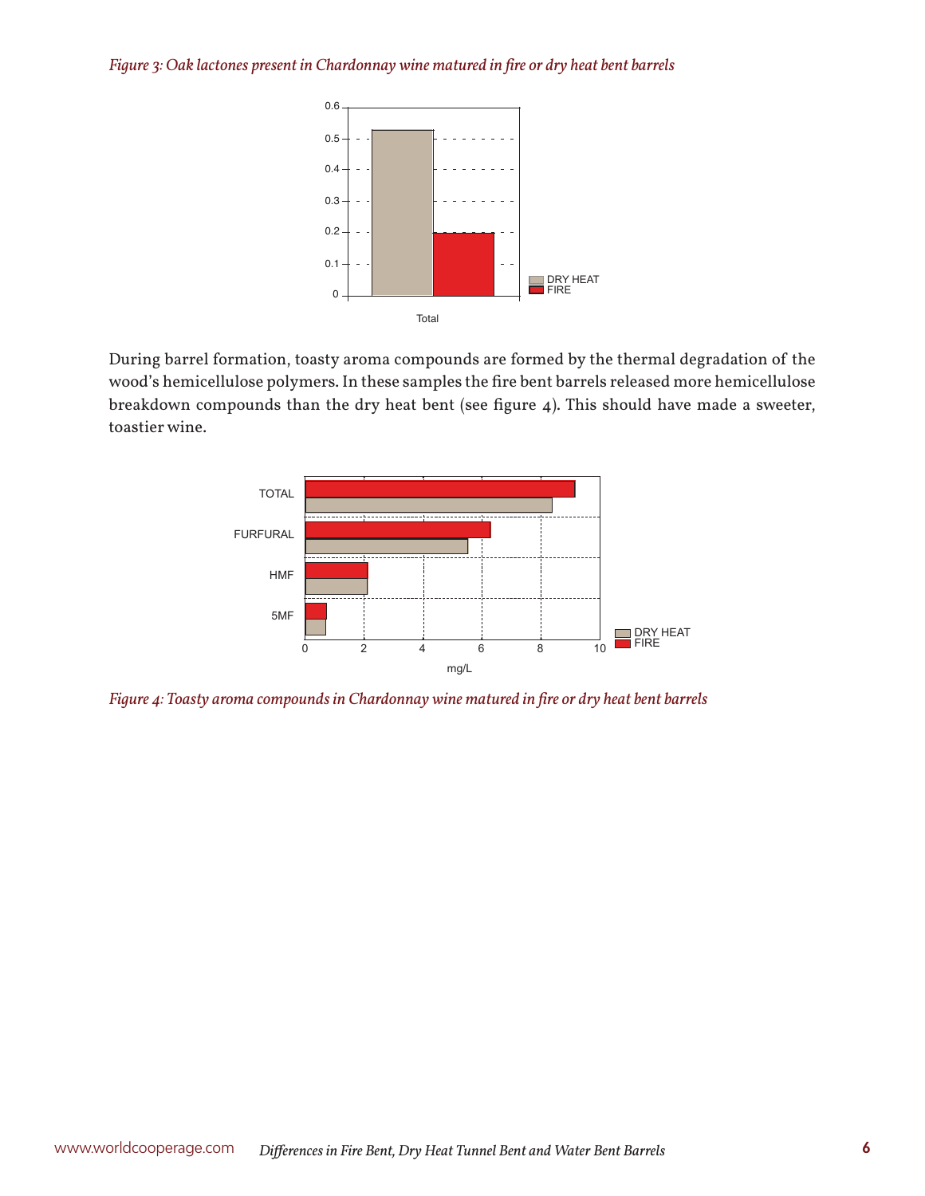*Figure 3: Oak lactones present in Chardonnay wine matured in fire or dry heat bent barrels*

0.6
0.5
0.4
0.3
0.2
0.1
0

Total

DRY HEAT
FIRE

During barrel formation, toasty aroma compounds are formed by the thermal degradation of the wood's hemicellulose polymers. In these samples the fire bent barrels released more hemicellulose breakdown compounds than the dry heat bent (see figure 4). This should have made a sweeter, toastier wine.

TOTAL
FURFURAL
HMF
5MF

0
2
4
6
8
10

mg/L

DRY HEAT
FIRE

*Figure 4: Toasty aroma compounds in Chardonnay wine matured in fire or dry heat bent barrels*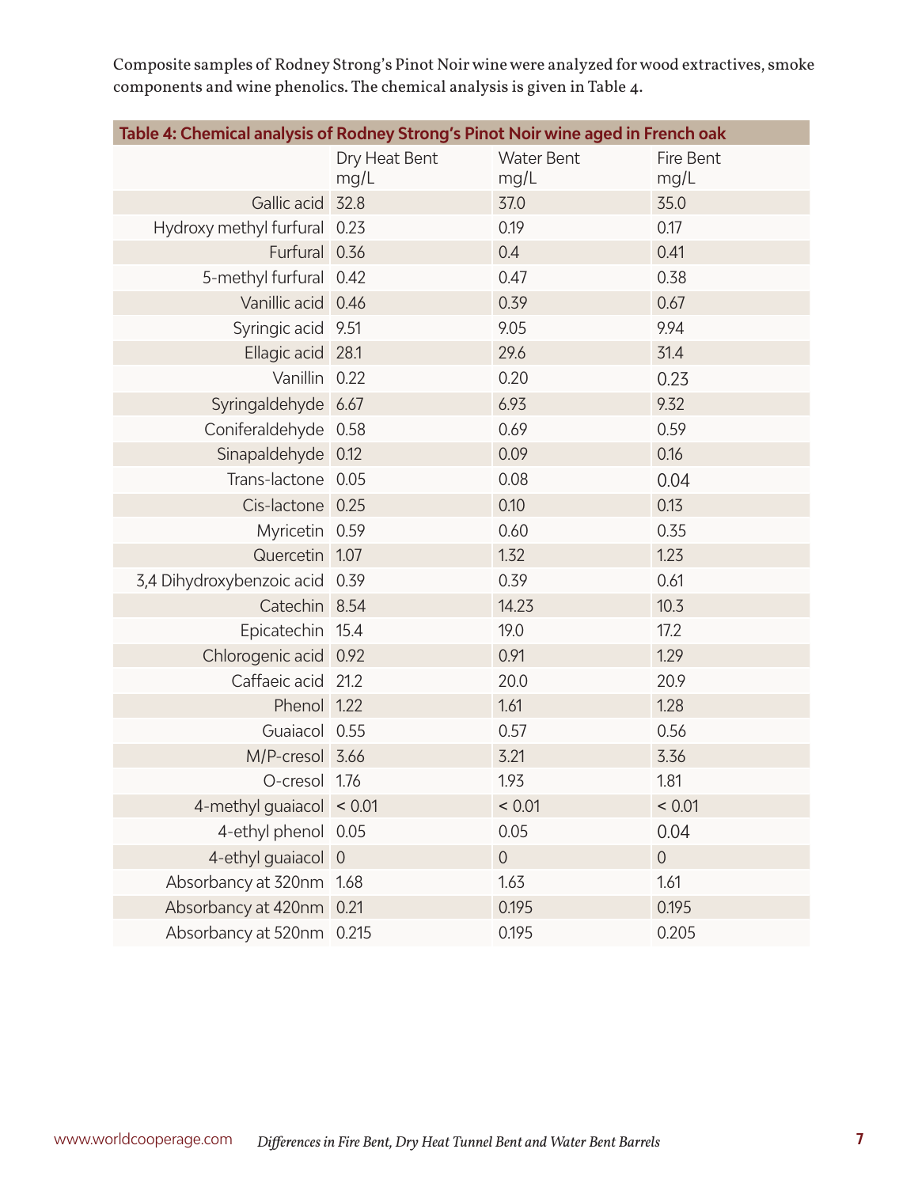Composite samples of Rodney Strong's Pinot Noir wine were analyzed for wood extractives, smoke components and wine phenolics. The chemical analysis is given in Table 4.

**Table 4: Chemical analysis of Rodney Strong's Pinot Noir wine aged in French oak**

| | Dry Heat Bent mg/L | Water Bent mg/L | Fire Bent mg/L |
|---|---|---|---|
| Gallic acid | 32.8 | 37.0 | 35.0 |
| Hydroxy methyl furfural | 0.23 | 0.19 | 0.17 |
| Furfural | 0.36 | 0.4 | 0.41 |
| 5-methyl furfural | 0.42 | 0.47 | 0.38 |
| Vanillic acid | 0.46 | 0.39 | 0.67 |
| Syringic acid | 9.51 | 9.05 | 9.94 |
| Ellagic acid | 28.1 | 29.6 | 31.4 |
| Vanillin | 0.22 | 0.20 | 0.23 |
| Syringaldehyde | 6.67 | 6.93 | 9.32 |
| Coniferaldehyde | 0.58 | 0.69 | 0.59 |
| Sinapaldehyde | 0.12 | 0.09 | 0.16 |
| Trans-lactone | 0.05 | 0.08 | 0.04 |
| Cis-lactone | 0.25 | 0.10 | 0.13 |
| Myricetin | 0.59 | 0.60 | 0.35 |
| Quercetin | 1.07 | 1.32 | 1.23 |
| 3,4 Dihydroxybenzoic acid | 0.39 | 0.39 | 0.61 |
| Catechin | 8.54 | 14.23 | 10.3 |
| Epicatechin | 15.4 | 19.0 | 17.2 |
| Chlorogenic acid | 0.92 | 0.91 | 1.29 |
| Caffaeic acid | 21.2 | 20.0 | 20.9 |
| Phenol | 1.22 | 1.61 | 1.28 |
| Guaiacol | 0.55 | 0.57 | 0.56 |
| M/P-cresol | 3.66 | 3.21 | 3.36 |
| O-cresol | 1.76 | 1.93 | 1.81 |
| 4-methyl guaiacol | < 0.01 | < 0.01 | < 0.01 |
| 4-ethyl phenol | 0.05 | 0.05 | 0.04 |
| 4-ethyl guaiacol | 0 | 0 | 0 |
| Absorbancy at 320nm | 1.68 | 1.63 | 1.61 |
| Absorbancy at 420nm | 0.21 | 0.195 | 0.195 |
| Absorbancy at 520nm | 0.215 | 0.195 | 0.205 |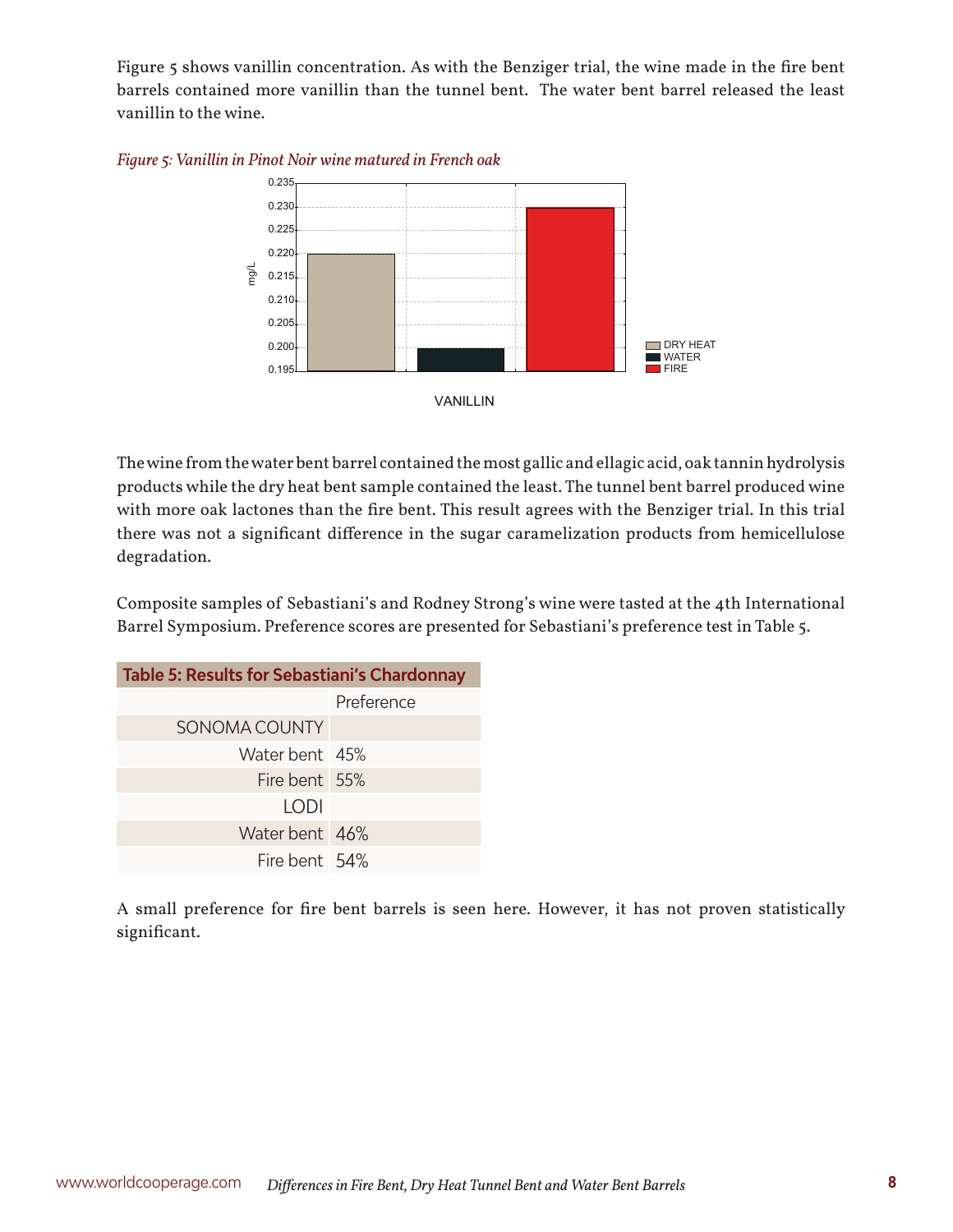Figure 5 shows vanillin concentration. As with the Benziger trial, the wine made in the fire bent barrels contained more vanillin than the tunnel bent. The water bent barrel released the least vanillin to the wine.

*Figure 5: Vanillin in Pinot Noir wine matured in French oak*

The wine from the water bent barrel contained the most gallic and ellagic acid, oak tannin hydrolysis products while the dry heat bent sample contained the least. The tunnel bent barrel produced wine with more oak lactones than the fire bent. This result agrees with the Benziger trial. In this trial there was not a significant difference in the sugar caramelization products from hemicellulose degradation.

Composite samples of Sebastiani's and Rodney Strong's wine were tasted at the 4th International Barrel Symposium. Preference scores are presented for Sebastiani's preference test in Table 5.

**Table 5: Results for Sebastiani's Chardonnay**

| | Preference |
|---|---|
| SONOMA COUNTY | |
| Water bent | 45% |
| Fire bent | 55% |
| LODI | |
| Water bent | 46% |
| Fire bent | 54% |

A small preference for fire bent barrels is seen here. However, it has not proven statistically significant.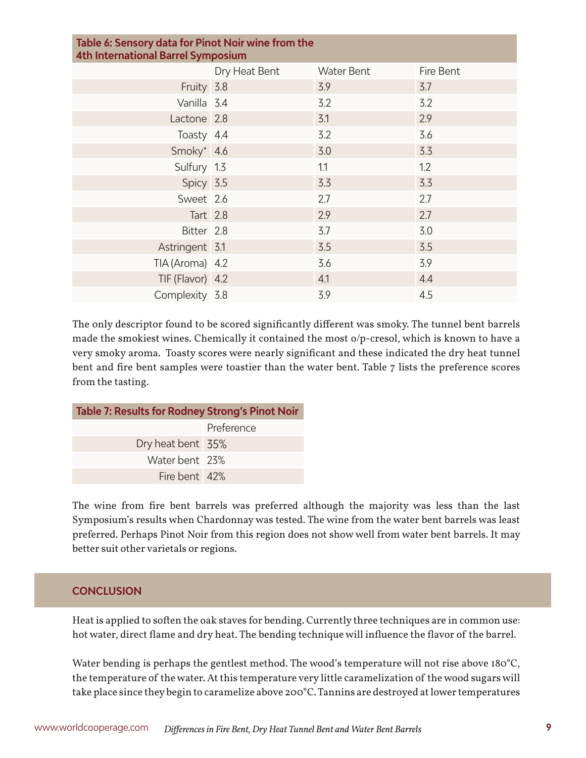**Table 6: Sensory data for Pinot Noir wine from the 4th International Barrel Symposium**

| | Dry Heat Bent | Water Bent | Fire Bent |
|---|---|---|---|
| Fruity | 3.8 | 3.9 | 3.7 |
| Vanilla | 3.4 | 3.2 | 3.2 |
| Lactone | 2.8 | 3.1 | 2.9 |
| Toasty | 4.4 | 3.2 | 3.6 |
| Smoky* | 4.6 | 3.0 | 3.3 |
| Sulfury | 1.3 | 1.1 | 1.2 |
| Spicy | 3.5 | 3.3 | 3.3 |
| Sweet | 2.6 | 2.7 | 2.7 |
| Tart | 2.8 | 2.9 | 2.7 |
| Bitter | 2.8 | 3.7 | 3.0 |
| Astringent | 3.1 | 3.5 | 3.5 |
| TIA (Aroma) | 4.2 | 3.6 | 3.9 |
| TIF (Flavor) | 4.2 | 4.1 | 4.4 |
| Complexity | 3.8 | 3.9 | 4.5 |

The only descriptor found to be scored significantly different was smoky. The tunnel bent barrels made the smokiest wines. Chemically it contained the most o/p-cresol, which is known to have a very smoky aroma. Toasty scores were nearly significant and these indicated the dry heat tunnel bent and fire bent samples were toastier than the water bent. Table 7 lists the preference scores from the tasting.

**Table 7: Results for Rodney Strong's Pinot Noir**

| | Preference |
|---|---|
| Dry heat bent | 35% |
| Water bent | 23% |
| Fire bent | 42% |

The wine from fire bent barrels was preferred although the majority was less than the last Symposium's results when Chardonnay was tested. The wine from the water bent barrels was least preferred. Perhaps Pinot Noir from this region does not show well from water bent barrels. It may better suit other varietals or regions.

## CONCLUSION

Heat is applied to soften the oak staves for bending. Currently three techniques are in common use: hot water, direct flame and dry heat. The bending technique will influence the flavor of the barrel.

Water bending is perhaps the gentlest method. The wood's temperature will not rise above 180°C, the temperature of the water. At this temperature very little caramelization of the wood sugars will take place since they begin to caramelize above 200°C. Tannins are destroyed at lower temperatures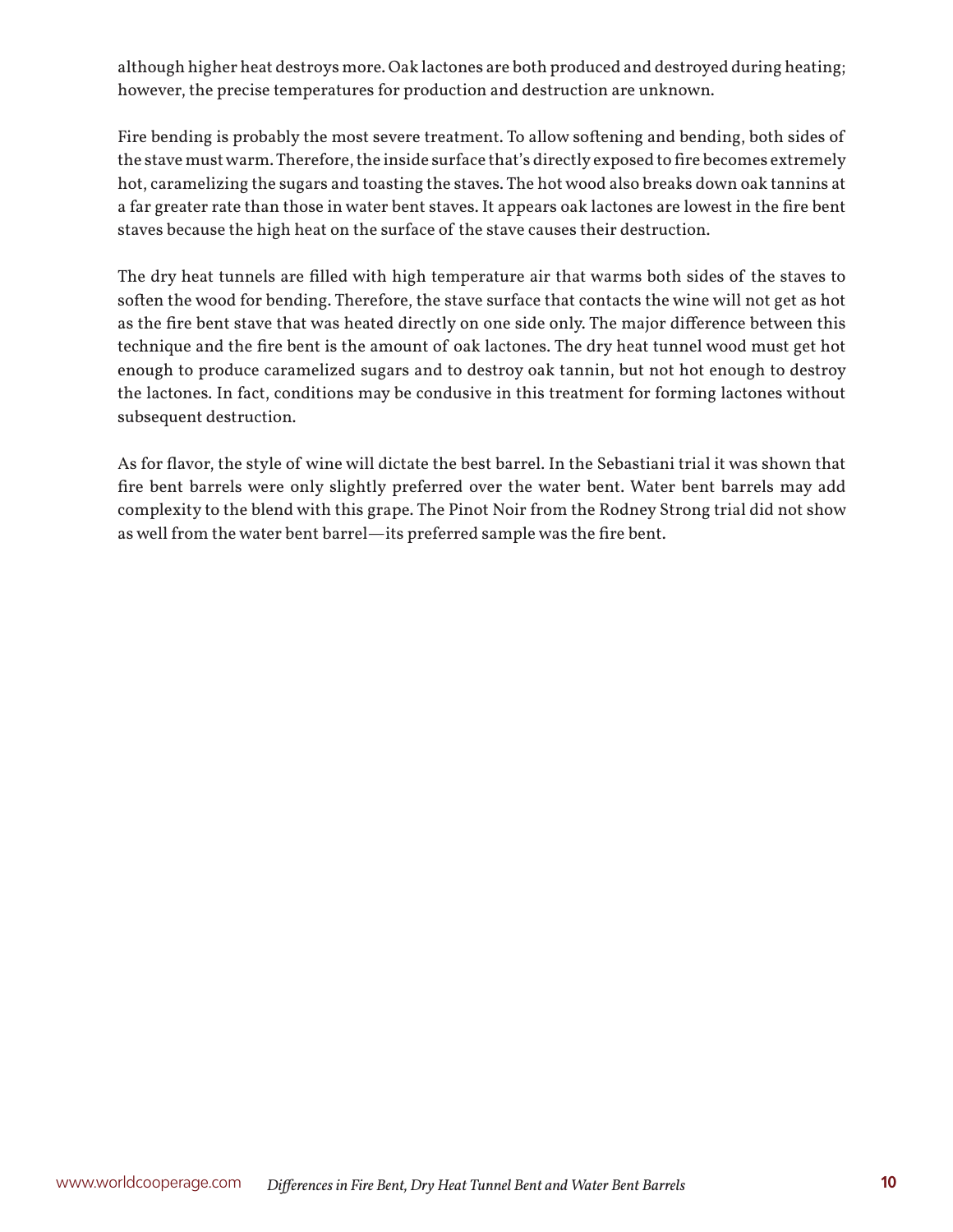although higher heat destroys more. Oak lactones are both produced and destroyed during heating; however, the precise temperatures for production and destruction are unknown.

Fire bending is probably the most severe treatment. To allow softening and bending, both sides of the stave must warm. Therefore, the inside surface that's directly exposed to fire becomes extremely hot, caramelizing the sugars and toasting the staves. The hot wood also breaks down oak tannins at a far greater rate than those in water bent staves. It appears oak lactones are lowest in the fire bent staves because the high heat on the surface of the stave causes their destruction.

The dry heat tunnels are filled with high temperature air that warms both sides of the staves to soften the wood for bending. Therefore, the stave surface that contacts the wine will not get as hot as the fire bent stave that was heated directly on one side only. The major difference between this technique and the fire bent is the amount of oak lactones. The dry heat tunnel wood must get hot enough to produce caramelized sugars and to destroy oak tannin, but not hot enough to destroy the lactones. In fact, conditions may be condusive in this treatment for forming lactones without subsequent destruction.

As for flavor, the style of wine will dictate the best barrel. In the Sebastiani trial it was shown that fire bent barrels were only slightly preferred over the water bent. Water bent barrels may add complexity to the blend with this grape. The Pinot Noir from the Rodney Strong trial did not show as well from the water bent barrel—its preferred sample was the fire bent.